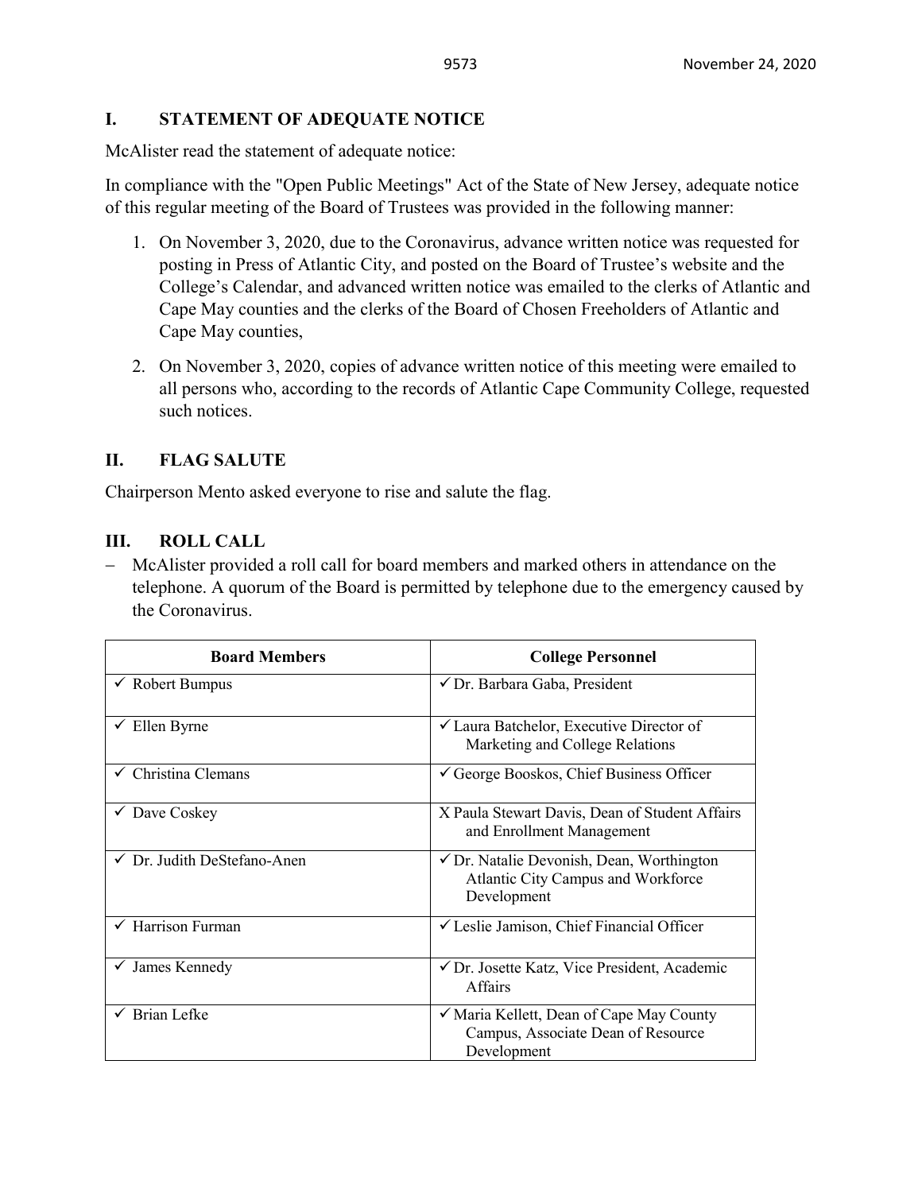## I. STATEMENT OF ADEQUATE NOTICE

McAlister read the statement of adequate notice:

In compliance with the "Open Public Meetings" Act of the State of New Jersey, adequate notice of this regular meeting of the Board of Trustees was provided in the following manner:

1. On November 3, 2020, due to the Coronavirus, advance written notice was requested for posting in Press of Atlantic City, and posted on the Board of Trustee's website and the College's Calendar, and advanced written notice was emailed to the clerks of Atlantic and Cape May counties and the clerks of the Board of Chosen Freeholders of Atlantic and Cape May counties,

2. On November 3, 2020, copies of advance written notice of this meeting were emailed to all persons who, according to the records of Atlantic Cape Community College, requested such notices.

## II. FLAG SALUTE

Chairperson Mento asked everyone to rise and salute the flag.

## III. ROLL CALL

- McAlister provided a roll call for board members and marked others in attendance on the telephone. A quorum of the Board is permitted by telephone due to the emergency caused by the Coronavirus.

| Board Members | College Personnel |
|---|---|
| ✓ Robert Bumpus | ✓ Dr. Barbara Gaba, President |
| ✓ Ellen Byrne | ✓ Laura Batchelor, Executive Director of Marketing and College Relations |
| ✓ Christina Clemans | ✓ George Booskos, Chief Business Officer |
| ✓ Dave Coskey | X Paula Stewart Davis, Dean of Student Affairs and Enrollment Management |
| ✓ Dr. Judith DeStefano-Anen | ✓ Dr. Natalie Devonish, Dean, Worthington Atlantic City Campus and Workforce Development |
| ✓ Harrison Furman | ✓ Leslie Jamison, Chief Financial Officer |
| ✓ James Kennedy | ✓ Dr. Josette Katz, Vice President, Academic Affairs |
| ✓ Brian Lefke | ✓ Maria Kellett, Dean of Cape May County Campus, Associate Dean of Resource Development |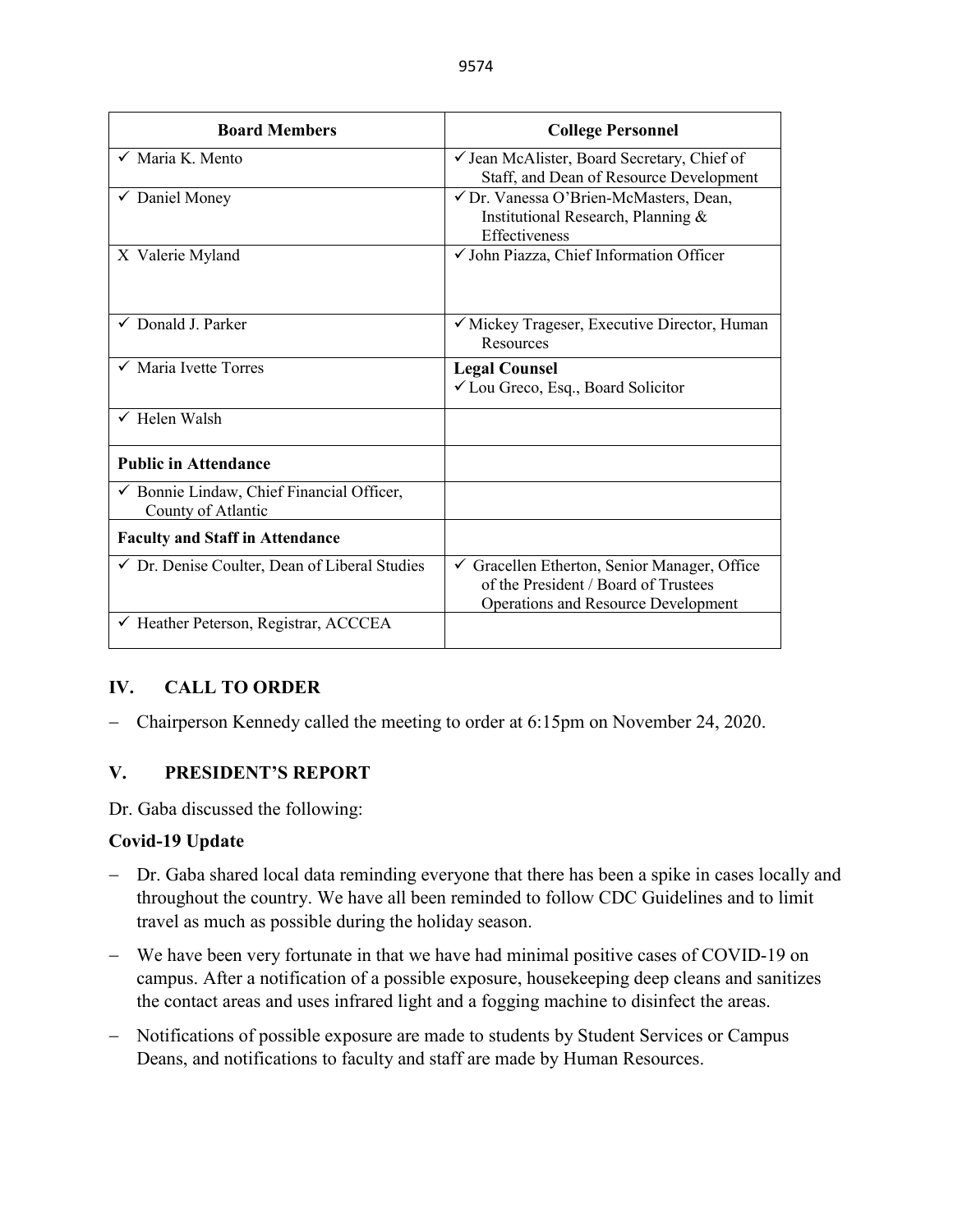| Board Members | College Personnel |
| --- | --- |
| ✓ Maria K. Mento | ✓ Jean McAlister, Board Secretary, Chief of Staff, and Dean of Resource Development |
| ✓ Daniel Money | ✓ Dr. Vanessa O'Brien-McMasters, Dean, Institutional Research, Planning & Effectiveness |
| X Valerie Myland | ✓ John Piazza, Chief Information Officer |
| ✓ Donald J. Parker | ✓ Mickey Trageser, Executive Director, Human Resources |
| ✓ Maria Ivette Torres | **Legal Counsel** ✓ Lou Greco, Esq., Board Solicitor |
| ✓ Helen Walsh | |
| **Public in Attendance** | |
| ✓ Bonnie Lindaw, Chief Financial Officer, County of Atlantic | |
| **Faculty and Staff in Attendance** | |
| ✓ Dr. Denise Coulter, Dean of Liberal Studies | ✓ Gracellen Etherton, Senior Manager, Office of the President / Board of Trustees Operations and Resource Development |
| ✓ Heather Peterson, Registrar, ACCCEA | |

## IV. CALL TO ORDER

- Chairperson Kennedy called the meeting to order at 6:15pm on November 24, 2020.

## V. PRESIDENT'S REPORT

Dr. Gaba discussed the following:

**Covid-19 Update**

- Dr. Gaba shared local data reminding everyone that there has been a spike in cases locally and throughout the country. We have all been reminded to follow CDC Guidelines and to limit travel as much as possible during the holiday season.
- We have been very fortunate in that we have had minimal positive cases of COVID-19 on campus. After a notification of a possible exposure, housekeeping deep cleans and sanitizes the contact areas and uses infrared light and a fogging machine to disinfect the areas.
- Notifications of possible exposure are made to students by Student Services or Campus Deans, and notifications to faculty and staff are made by Human Resources.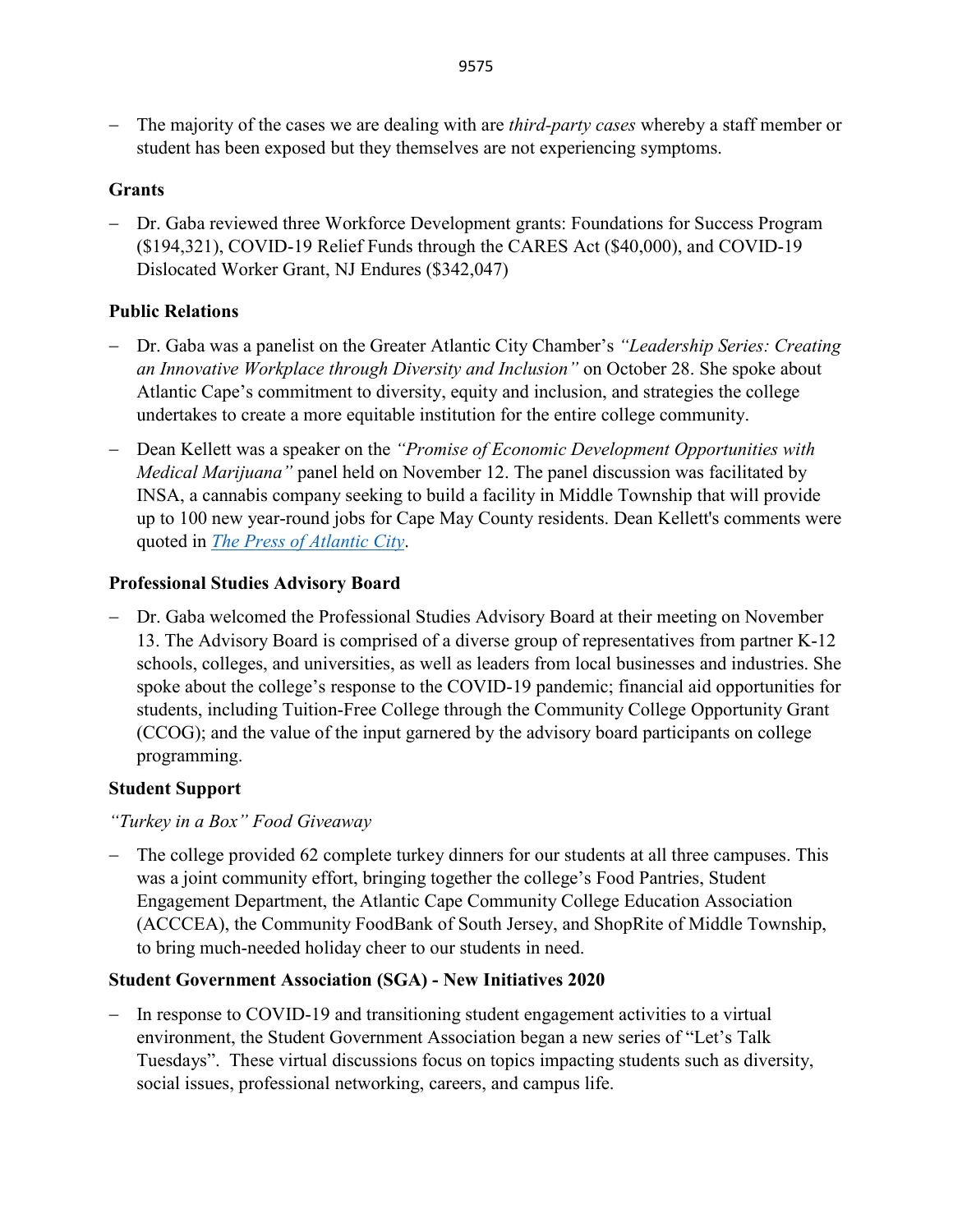- The majority of the cases we are dealing with are *third-party cases* whereby a staff member or student has been exposed but they themselves are not experiencing symptoms.

**Grants**

- Dr. Gaba reviewed three Workforce Development grants: Foundations for Success Program ($194,321), COVID-19 Relief Funds through the CARES Act ($40,000), and COVID-19 Dislocated Worker Grant, NJ Endures ($342,047)

**Public Relations**

- Dr. Gaba was a panelist on the Greater Atlantic City Chamber's *"Leadership Series: Creating an Innovative Workplace through Diversity and Inclusion"* on October 28. She spoke about Atlantic Cape's commitment to diversity, equity and inclusion, and strategies the college undertakes to create a more equitable institution for the entire college community.
- Dean Kellett was a speaker on the *"Promise of Economic Development Opportunities with Medical Marijuana"* panel held on November 12. The panel discussion was facilitated by INSA, a cannabis company seeking to build a facility in Middle Township that will provide up to 100 new year-round jobs for Cape May County residents. Dean Kellett's comments were quoted in *The Press of Atlantic City*.

**Professional Studies Advisory Board**

- Dr. Gaba welcomed the Professional Studies Advisory Board at their meeting on November 13. The Advisory Board is comprised of a diverse group of representatives from partner K-12 schools, colleges, and universities, as well as leaders from local businesses and industries. She spoke about the college's response to the COVID-19 pandemic; financial aid opportunities for students, including Tuition-Free College through the Community College Opportunity Grant (CCOG); and the value of the input garnered by the advisory board participants on college programming.

**Student Support**

*"Turkey in a Box" Food Giveaway*

- The college provided 62 complete turkey dinners for our students at all three campuses. This was a joint community effort, bringing together the college's Food Pantries, Student Engagement Department, the Atlantic Cape Community College Education Association (ACCCEA), the Community FoodBank of South Jersey, and ShopRite of Middle Township, to bring much-needed holiday cheer to our students in need.

**Student Government Association (SGA) - New Initiatives 2020**

- In response to COVID-19 and transitioning student engagement activities to a virtual environment, the Student Government Association began a new series of "Let's Talk Tuesdays". These virtual discussions focus on topics impacting students such as diversity, social issues, professional networking, careers, and campus life.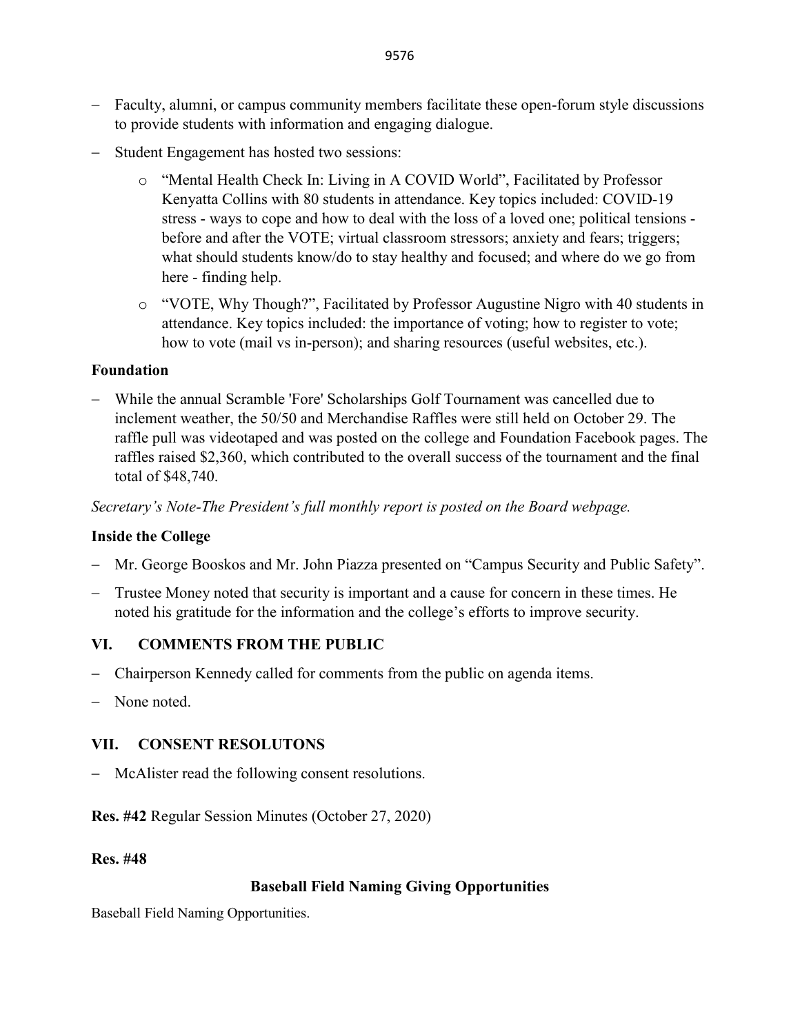- Faculty, alumni, or campus community members facilitate these open-forum style discussions to provide students with information and engaging dialogue.
- Student Engagement has hosted two sessions:
  - "Mental Health Check In: Living in A COVID World", Facilitated by Professor Kenyatta Collins with 80 students in attendance. Key topics included: COVID-19 stress - ways to cope and how to deal with the loss of a loved one; political tensions - before and after the VOTE; virtual classroom stressors; anxiety and fears; triggers; what should students know/do to stay healthy and focused; and where do we go from here - finding help.
  - "VOTE, Why Though?", Facilitated by Professor Augustine Nigro with 40 students in attendance. Key topics included: the importance of voting; how to register to vote; how to vote (mail vs in-person); and sharing resources (useful websites, etc.).

**Foundation**

- While the annual Scramble 'Fore' Scholarships Golf Tournament was cancelled due to inclement weather, the 50/50 and Merchandise Raffles were still held on October 29. The raffle pull was videotaped and was posted on the college and Foundation Facebook pages. The raffles raised $2,360, which contributed to the overall success of the tournament and the final total of $48,740.

*Secretary's Note-The President's full monthly report is posted on the Board webpage.*

**Inside the College**

- Mr. George Booskos and Mr. John Piazza presented on "Campus Security and Public Safety".
- Trustee Money noted that security is important and a cause for concern in these times. He noted his gratitude for the information and the college's efforts to improve security.

## VI. COMMENTS FROM THE PUBLIC

- Chairperson Kennedy called for comments from the public on agenda items.
- None noted.

## VII. CONSENT RESOLUTONS

- McAlister read the following consent resolutions.

**Res. #42** Regular Session Minutes (October 27, 2020)

**Res. #48**

**Baseball Field Naming Giving Opportunities**

Baseball Field Naming Opportunities.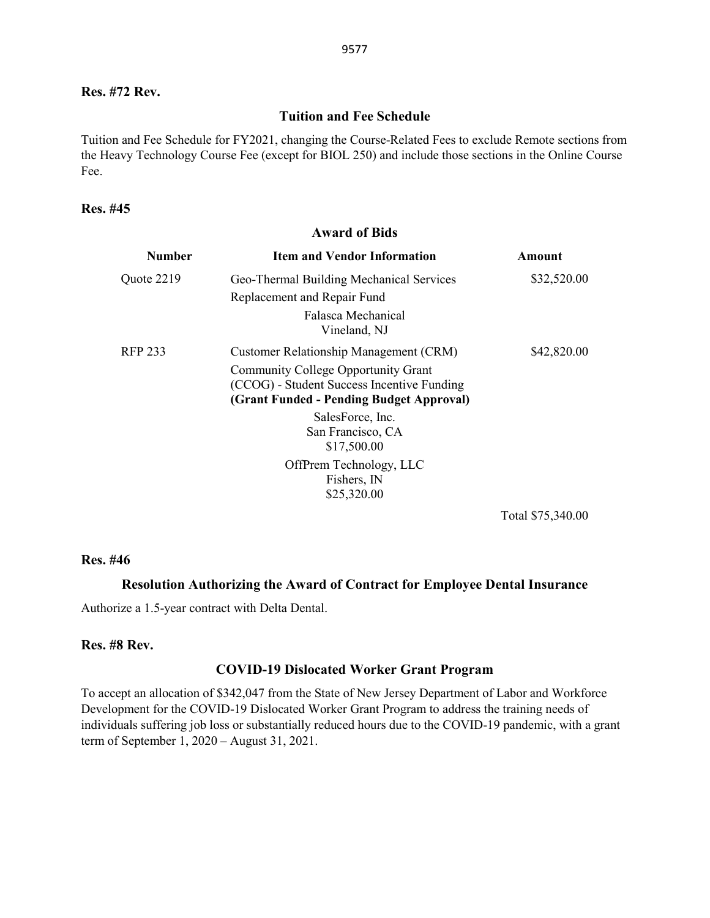**Res. #72 Rev.**

### Tuition and Fee Schedule

Tuition and Fee Schedule for FY2021, changing the Course-Related Fees to exclude Remote sections from the Heavy Technology Course Fee (except for BIOL 250) and include those sections in the Online Course Fee.

**Res. #45**

### Award of Bids

| Number | Item and Vendor Information | Amount |
|---|---|---|
| Quote 2219 | Geo-Thermal Building Mechanical Services<br>Replacement and Repair Fund<br>Falasca Mechanical<br>Vineland, NJ | $32,520.00 |
| RFP 233 | Customer Relationship Management (CRM)<br>Community College Opportunity Grant (CCOG) - Student Success Incentive Funding<br>**(Grant Funded - Pending Budget Approval)**<br>SalesForce, Inc.<br>San Francisco, CA<br>$17,500.00<br>OffPrem Technology, LLC<br>Fishers, IN<br>$25,320.00 | $42,820.00 |
| | | Total $75,340.00 |

**Res. #46**

### Resolution Authorizing the Award of Contract for Employee Dental Insurance

Authorize a 1.5-year contract with Delta Dental.

**Res. #8 Rev.**

### COVID-19 Dislocated Worker Grant Program

To accept an allocation of $342,047 from the State of New Jersey Department of Labor and Workforce Development for the COVID-19 Dislocated Worker Grant Program to address the training needs of individuals suffering job loss or substantially reduced hours due to the COVID-19 pandemic, with a grant term of September 1, 2020 – August 31, 2021.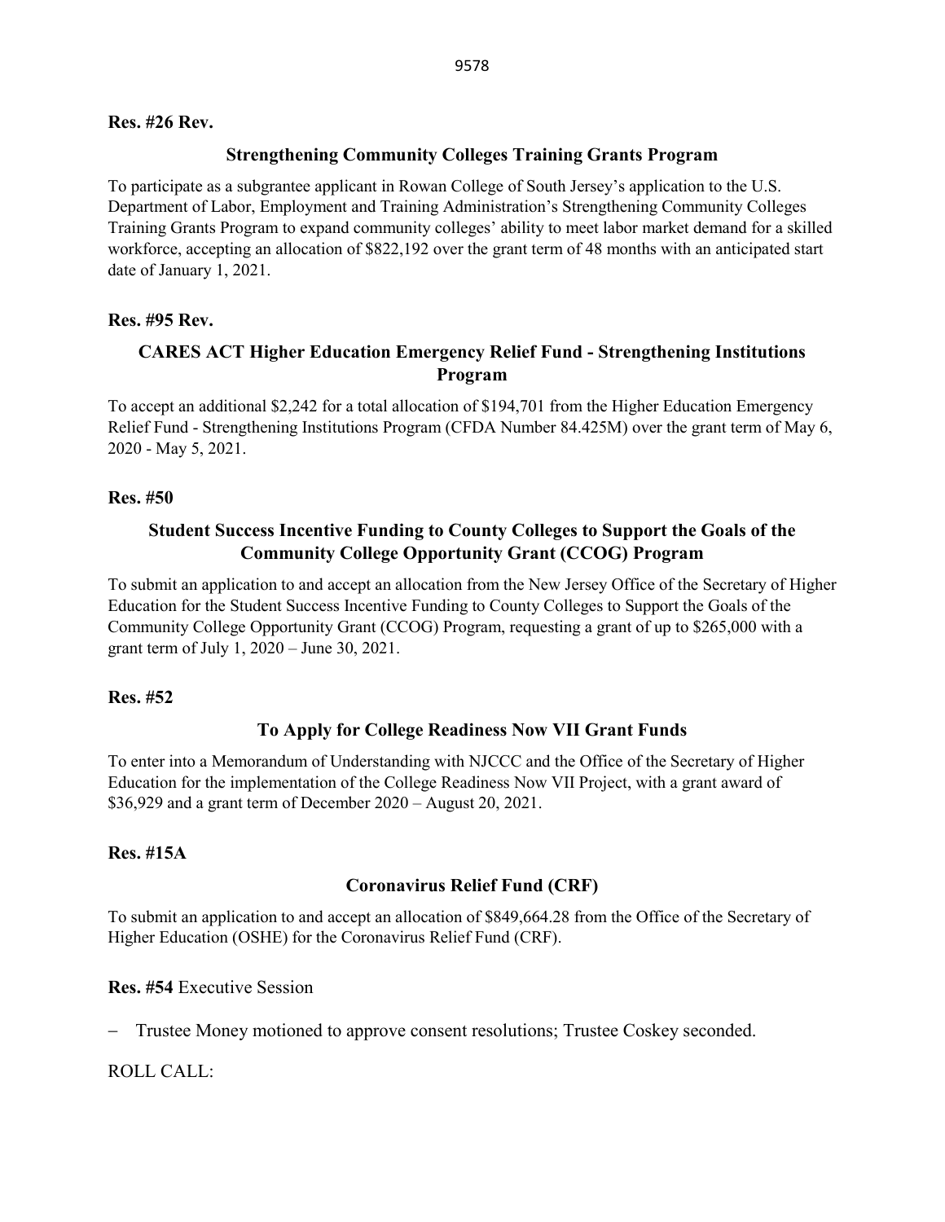**Res. #26 Rev.**

**Strengthening Community Colleges Training Grants Program**

To participate as a subgrantee applicant in Rowan College of South Jersey's application to the U.S. Department of Labor, Employment and Training Administration's Strengthening Community Colleges Training Grants Program to expand community colleges' ability to meet labor market demand for a skilled workforce, accepting an allocation of $822,192 over the grant term of 48 months with an anticipated start date of January 1, 2021.

**Res. #95 Rev.**

**CARES ACT Higher Education Emergency Relief Fund - Strengthening Institutions Program**

To accept an additional $2,242 for a total allocation of $194,701 from the Higher Education Emergency Relief Fund - Strengthening Institutions Program (CFDA Number 84.425M) over the grant term of May 6, 2020 - May 5, 2021.

**Res. #50**

**Student Success Incentive Funding to County Colleges to Support the Goals of the Community College Opportunity Grant (CCOG) Program**

To submit an application to and accept an allocation from the New Jersey Office of the Secretary of Higher Education for the Student Success Incentive Funding to County Colleges to Support the Goals of the Community College Opportunity Grant (CCOG) Program, requesting a grant of up to $265,000 with a grant term of July 1, 2020 – June 30, 2021.

**Res. #52**

**To Apply for College Readiness Now VII Grant Funds**

To enter into a Memorandum of Understanding with NJCCC and the Office of the Secretary of Higher Education for the implementation of the College Readiness Now VII Project, with a grant award of $36,929 and a grant term of December 2020 – August 20, 2021.

**Res. #15A**

**Coronavirus Relief Fund (CRF)**

To submit an application to and accept an allocation of $849,664.28 from the Office of the Secretary of Higher Education (OSHE) for the Coronavirus Relief Fund (CRF).

**Res. #54** Executive Session

- Trustee Money motioned to approve consent resolutions; Trustee Coskey seconded.

ROLL CALL: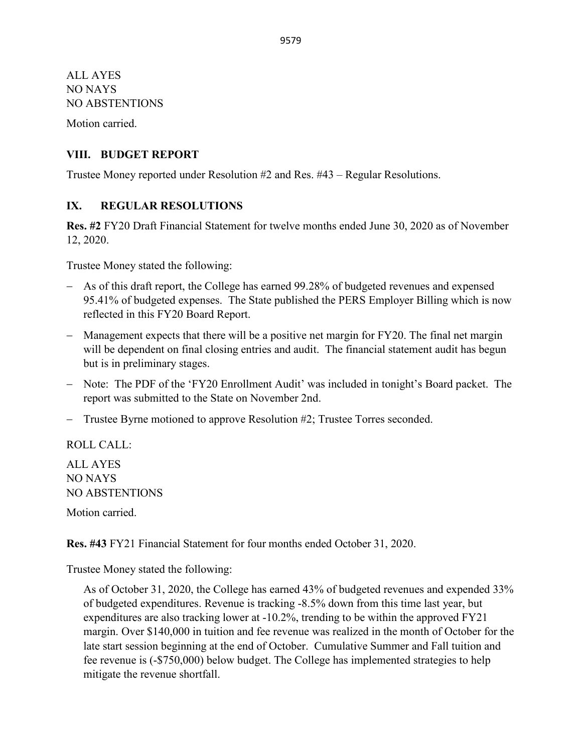ALL AYES
NO NAYS
NO ABSTENTIONS

Motion carried.

## VIII. BUDGET REPORT

Trustee Money reported under Resolution #2 and Res. #43 – Regular Resolutions.

## IX. REGULAR RESOLUTIONS

**Res. #2** FY20 Draft Financial Statement for twelve months ended June 30, 2020 as of November 12, 2020.

Trustee Money stated the following:

- As of this draft report, the College has earned 99.28% of budgeted revenues and expensed 95.41% of budgeted expenses. The State published the PERS Employer Billing which is now reflected in this FY20 Board Report.
- Management expects that there will be a positive net margin for FY20. The final net margin will be dependent on final closing entries and audit. The financial statement audit has begun but is in preliminary stages.
- Note: The PDF of the 'FY20 Enrollment Audit' was included in tonight's Board packet. The report was submitted to the State on November 2nd.
- Trustee Byrne motioned to approve Resolution #2; Trustee Torres seconded.

ROLL CALL:

ALL AYES
NO NAYS
NO ABSTENTIONS

Motion carried.

**Res. #43** FY21 Financial Statement for four months ended October 31, 2020.

Trustee Money stated the following:

As of October 31, 2020, the College has earned 43% of budgeted revenues and expended 33% of budgeted expenditures. Revenue is tracking -8.5% down from this time last year, but expenditures are also tracking lower at -10.2%, trending to be within the approved FY21 margin. Over $140,000 in tuition and fee revenue was realized in the month of October for the late start session beginning at the end of October. Cumulative Summer and Fall tuition and fee revenue is (-$750,000) below budget. The College has implemented strategies to help mitigate the revenue shortfall.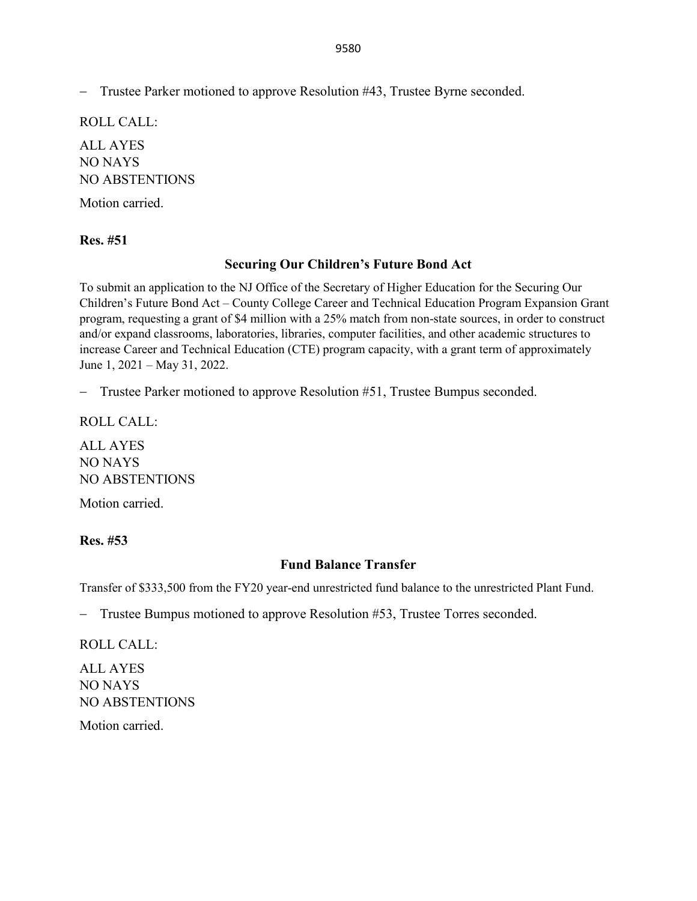– Trustee Parker motioned to approve Resolution #43, Trustee Byrne seconded.

ROLL CALL:

ALL AYES
NO NAYS
NO ABSTENTIONS

Motion carried.

**Res. #51**

**Securing Our Children's Future Bond Act**

To submit an application to the NJ Office of the Secretary of Higher Education for the Securing Our Children's Future Bond Act – County College Career and Technical Education Program Expansion Grant program, requesting a grant of $4 million with a 25% match from non-state sources, in order to construct and/or expand classrooms, laboratories, libraries, computer facilities, and other academic structures to increase Career and Technical Education (CTE) program capacity, with a grant term of approximately June 1, 2021 – May 31, 2022.

– Trustee Parker motioned to approve Resolution #51, Trustee Bumpus seconded.

ROLL CALL:

ALL AYES
NO NAYS
NO ABSTENTIONS

Motion carried.

**Res. #53**

**Fund Balance Transfer**

Transfer of $333,500 from the FY20 year-end unrestricted fund balance to the unrestricted Plant Fund.

– Trustee Bumpus motioned to approve Resolution #53, Trustee Torres seconded.

ROLL CALL:

ALL AYES
NO NAYS
NO ABSTENTIONS

Motion carried.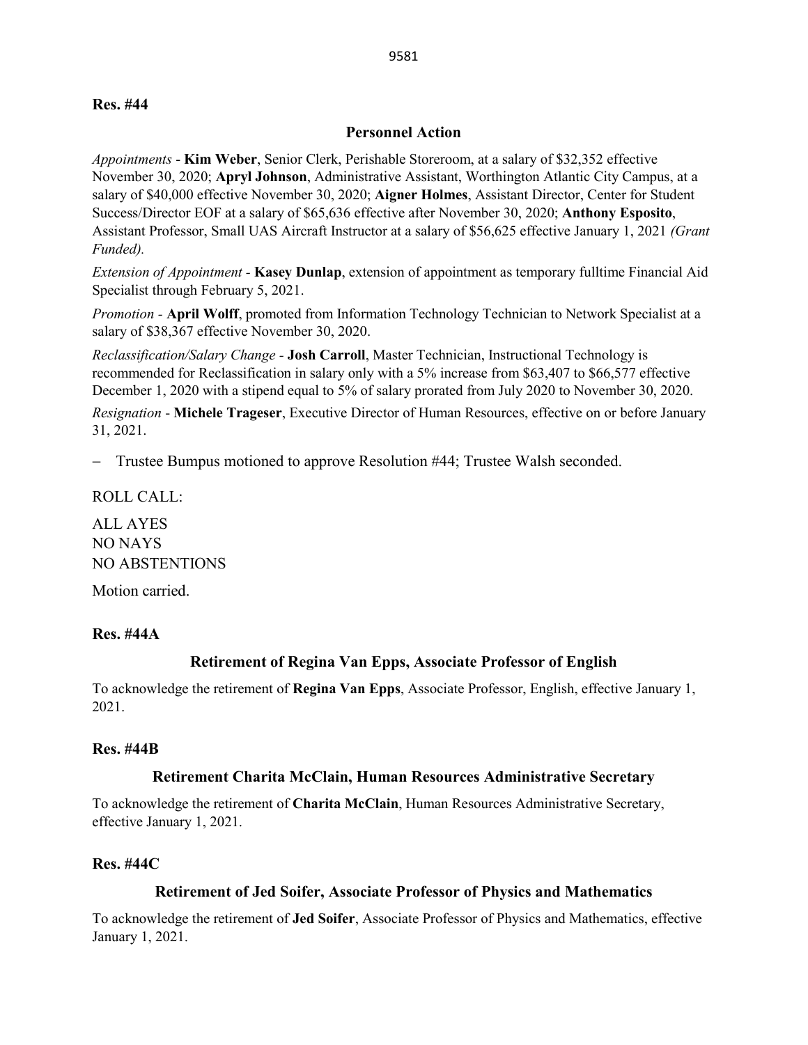**Res. #44**

### Personnel Action

*Appointments* - **Kim Weber**, Senior Clerk, Perishable Storeroom, at a salary of $32,352 effective November 30, 2020; **Apryl Johnson**, Administrative Assistant, Worthington Atlantic City Campus, at a salary of $40,000 effective November 30, 2020; **Aigner Holmes**, Assistant Director, Center for Student Success/Director EOF at a salary of $65,636 effective after November 30, 2020; **Anthony Esposito**, Assistant Professor, Small UAS Aircraft Instructor at a salary of $56,625 effective January 1, 2021 *(Grant Funded).*

*Extension of Appointment* - **Kasey Dunlap**, extension of appointment as temporary fulltime Financial Aid Specialist through February 5, 2021.

*Promotion* - **April Wolff**, promoted from Information Technology Technician to Network Specialist at a salary of $38,367 effective November 30, 2020.

*Reclassification/Salary Change* - **Josh Carroll**, Master Technician, Instructional Technology is recommended for Reclassification in salary only with a 5% increase from $63,407 to $66,577 effective December 1, 2020 with a stipend equal to 5% of salary prorated from July 2020 to November 30, 2020.

*Resignation* - **Michele Trageser**, Executive Director of Human Resources, effective on or before January 31, 2021.

- Trustee Bumpus motioned to approve Resolution #44; Trustee Walsh seconded.

ROLL CALL:

ALL AYES
NO NAYS
NO ABSTENTIONS

Motion carried.

**Res. #44A**

### Retirement of Regina Van Epps, Associate Professor of English

To acknowledge the retirement of **Regina Van Epps**, Associate Professor, English, effective January 1, 2021.

**Res. #44B**

### Retirement Charita McClain, Human Resources Administrative Secretary

To acknowledge the retirement of **Charita McClain**, Human Resources Administrative Secretary, effective January 1, 2021.

**Res. #44C**

### Retirement of Jed Soifer, Associate Professor of Physics and Mathematics

To acknowledge the retirement of **Jed Soifer**, Associate Professor of Physics and Mathematics, effective January 1, 2021.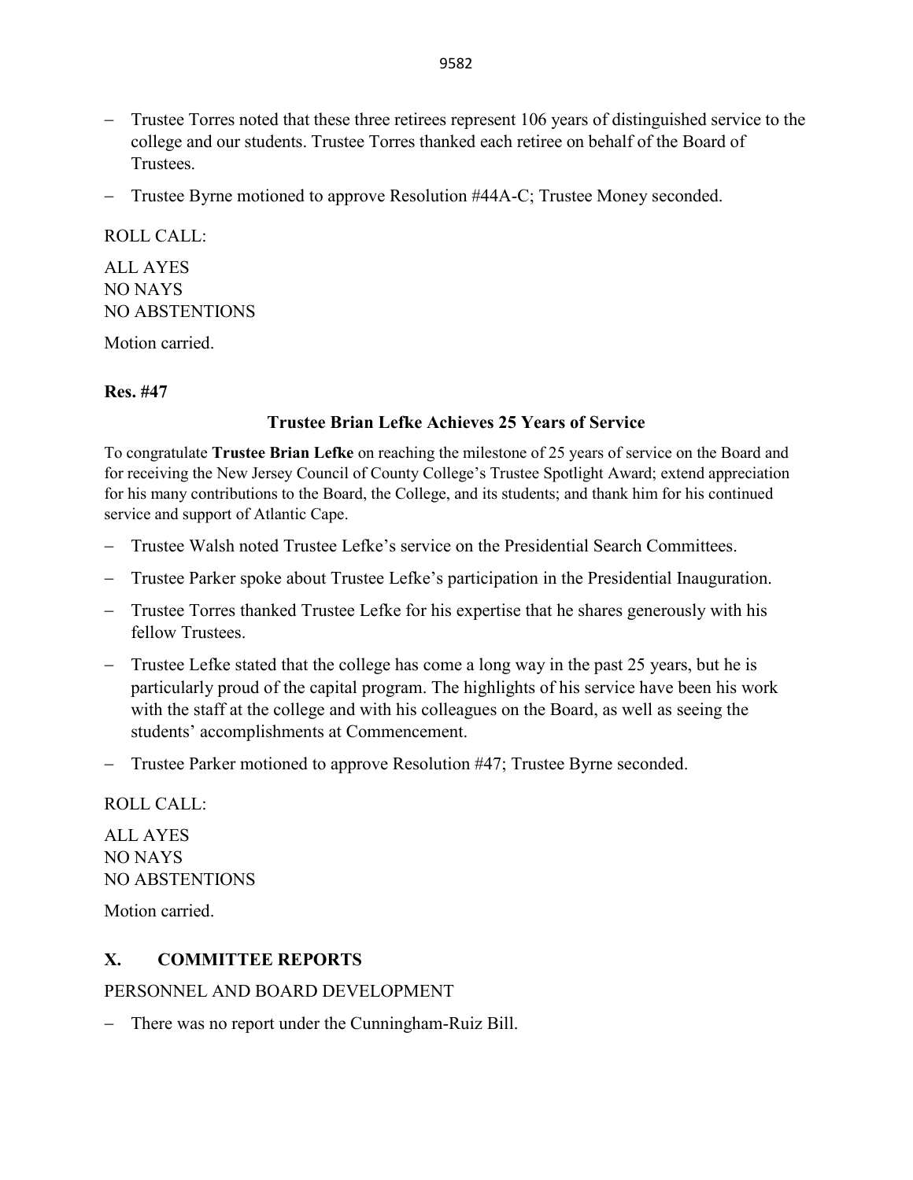- Trustee Torres noted that these three retirees represent 106 years of distinguished service to the college and our students. Trustee Torres thanked each retiree on behalf of the Board of Trustees.
- Trustee Byrne motioned to approve Resolution #44A-C; Trustee Money seconded.

ROLL CALL:

ALL AYES
NO NAYS
NO ABSTENTIONS

Motion carried.

**Res. #47**

**Trustee Brian Lefke Achieves 25 Years of Service**

To congratulate **Trustee Brian Lefke** on reaching the milestone of 25 years of service on the Board and for receiving the New Jersey Council of County College's Trustee Spotlight Award; extend appreciation for his many contributions to the Board, the College, and its students; and thank him for his continued service and support of Atlantic Cape.

- Trustee Walsh noted Trustee Lefke's service on the Presidential Search Committees.
- Trustee Parker spoke about Trustee Lefke's participation in the Presidential Inauguration.
- Trustee Torres thanked Trustee Lefke for his expertise that he shares generously with his fellow Trustees.
- Trustee Lefke stated that the college has come a long way in the past 25 years, but he is particularly proud of the capital program. The highlights of his service have been his work with the staff at the college and with his colleagues on the Board, as well as seeing the students' accomplishments at Commencement.
- Trustee Parker motioned to approve Resolution #47; Trustee Byrne seconded.

ROLL CALL:

ALL AYES
NO NAYS
NO ABSTENTIONS

Motion carried.

## X. COMMITTEE REPORTS

PERSONNEL AND BOARD DEVELOPMENT

- There was no report under the Cunningham-Ruiz Bill.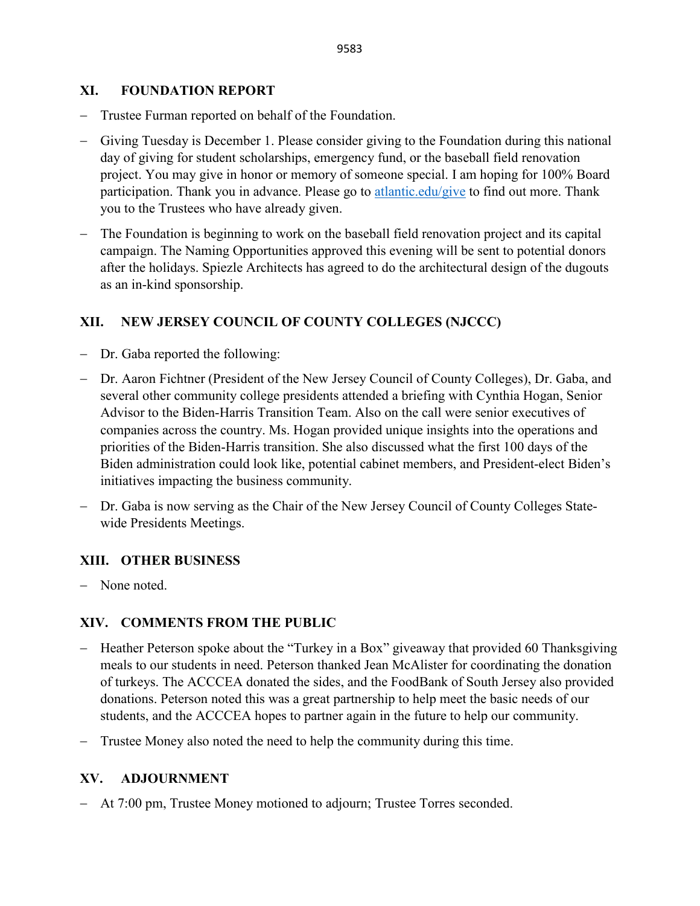## XI. FOUNDATION REPORT

- Trustee Furman reported on behalf of the Foundation.
- Giving Tuesday is December 1. Please consider giving to the Foundation during this national day of giving for student scholarships, emergency fund, or the baseball field renovation project. You may give in honor or memory of someone special. I am hoping for 100% Board participation. Thank you in advance. Please go to [atlantic.edu/give](atlantic.edu/give) to find out more. Thank you to the Trustees who have already given.
- The Foundation is beginning to work on the baseball field renovation project and its capital campaign. The Naming Opportunities approved this evening will be sent to potential donors after the holidays. Spiezle Architects has agreed to do the architectural design of the dugouts as an in-kind sponsorship.

## XII. NEW JERSEY COUNCIL OF COUNTY COLLEGES (NJCCC)

- Dr. Gaba reported the following:
- Dr. Aaron Fichtner (President of the New Jersey Council of County Colleges), Dr. Gaba, and several other community college presidents attended a briefing with Cynthia Hogan, Senior Advisor to the Biden-Harris Transition Team. Also on the call were senior executives of companies across the country. Ms. Hogan provided unique insights into the operations and priorities of the Biden-Harris transition. She also discussed what the first 100 days of the Biden administration could look like, potential cabinet members, and President-elect Biden's initiatives impacting the business community.
- Dr. Gaba is now serving as the Chair of the New Jersey Council of County Colleges State-wide Presidents Meetings.

## XIII. OTHER BUSINESS

- None noted.

## XIV. COMMENTS FROM THE PUBLIC

- Heather Peterson spoke about the "Turkey in a Box" giveaway that provided 60 Thanksgiving meals to our students in need. Peterson thanked Jean McAlister for coordinating the donation of turkeys. The ACCCEA donated the sides, and the FoodBank of South Jersey also provided donations. Peterson noted this was a great partnership to help meet the basic needs of our students, and the ACCCEA hopes to partner again in the future to help our community.
- Trustee Money also noted the need to help the community during this time.

## XV. ADJOURNMENT

- At 7:00 pm, Trustee Money motioned to adjourn; Trustee Torres seconded.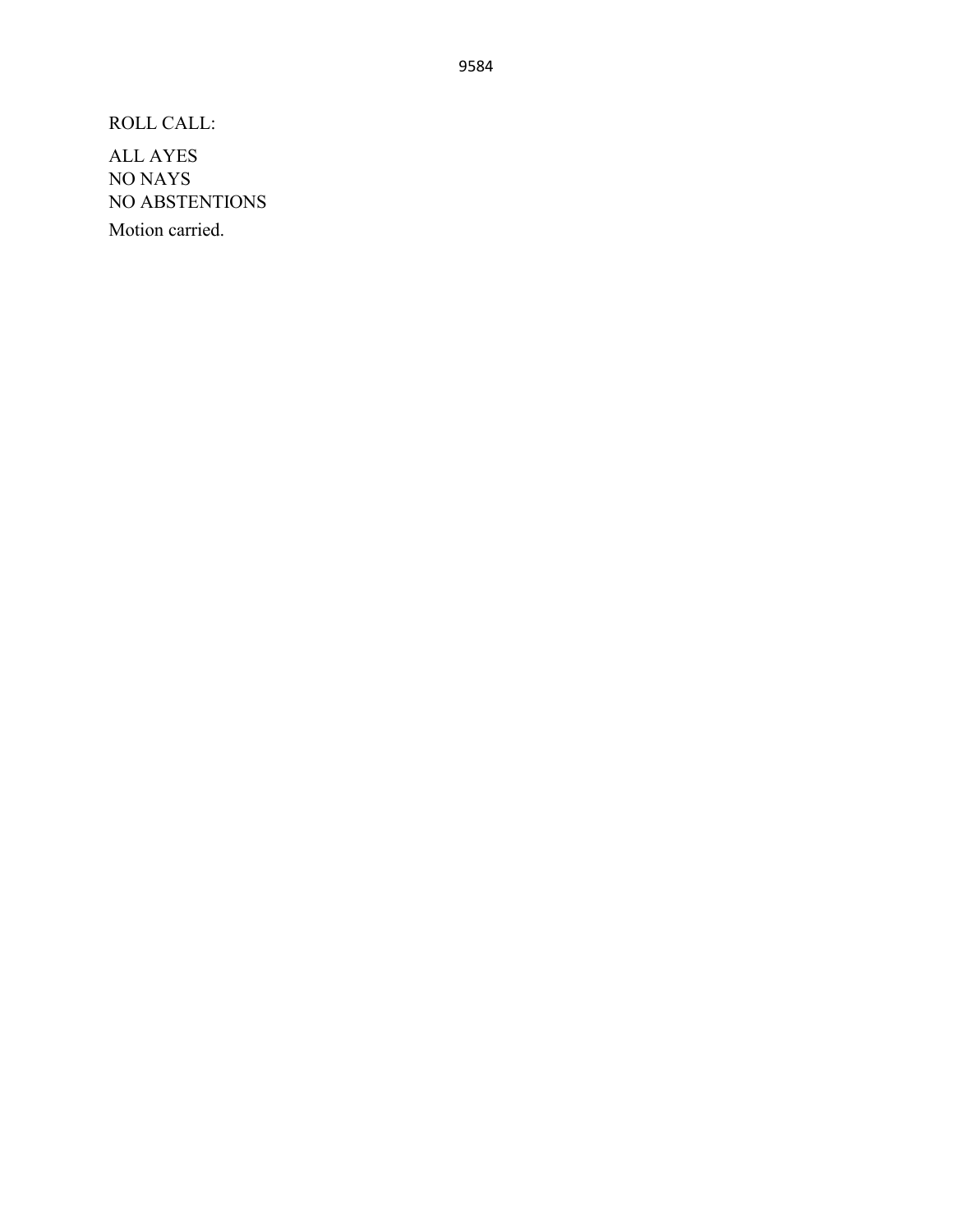ROLL CALL:

ALL AYES
NO NAYS
NO ABSTENTIONS

Motion carried.